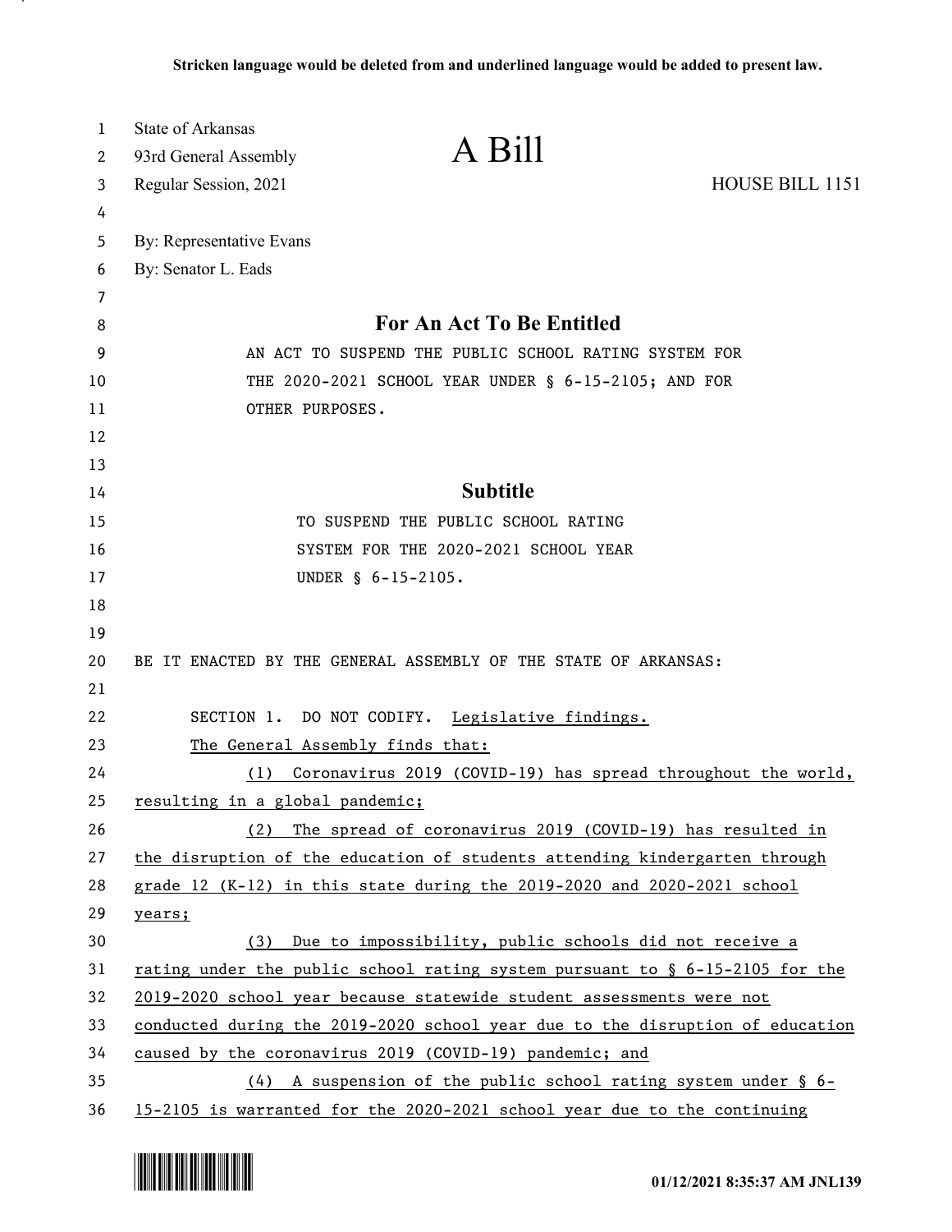**Stricken language would be deleted from and underlined language would be added to present law.**

State of Arkansas
93rd General Assembly
Regular Session, 2021

# A Bill

HOUSE BILL 1151

By: Representative Evans
By: Senator L. Eads

## For An Act To Be Entitled

AN ACT TO SUSPEND THE PUBLIC SCHOOL RATING SYSTEM FOR THE 2020-2021 SCHOOL YEAR UNDER § 6-15-2105; AND FOR OTHER PURPOSES.

## Subtitle

TO SUSPEND THE PUBLIC SCHOOL RATING SYSTEM FOR THE 2020-2021 SCHOOL YEAR UNDER § 6-15-2105.

BE IT ENACTED BY THE GENERAL ASSEMBLY OF THE STATE OF ARKANSAS:

SECTION 1. DO NOT CODIFY. Legislative findings.

The General Assembly finds that:

(1) Coronavirus 2019 (COVID-19) has spread throughout the world, resulting in a global pandemic;

(2) The spread of coronavirus 2019 (COVID-19) has resulted in the disruption of the education of students attending kindergarten through grade 12 (K-12) in this state during the 2019-2020 and 2020-2021 school years;

(3) Due to impossibility, public schools did not receive a rating under the public school rating system pursuant to § 6-15-2105 for the 2019-2020 school year because statewide student assessments were not conducted during the 2019-2020 school year due to the disruption of education caused by the coronavirus 2019 (COVID-19) pandemic; and

(4) A suspension of the public school rating system under § 6-15-2105 is warranted for the 2020-2021 school year due to the continuing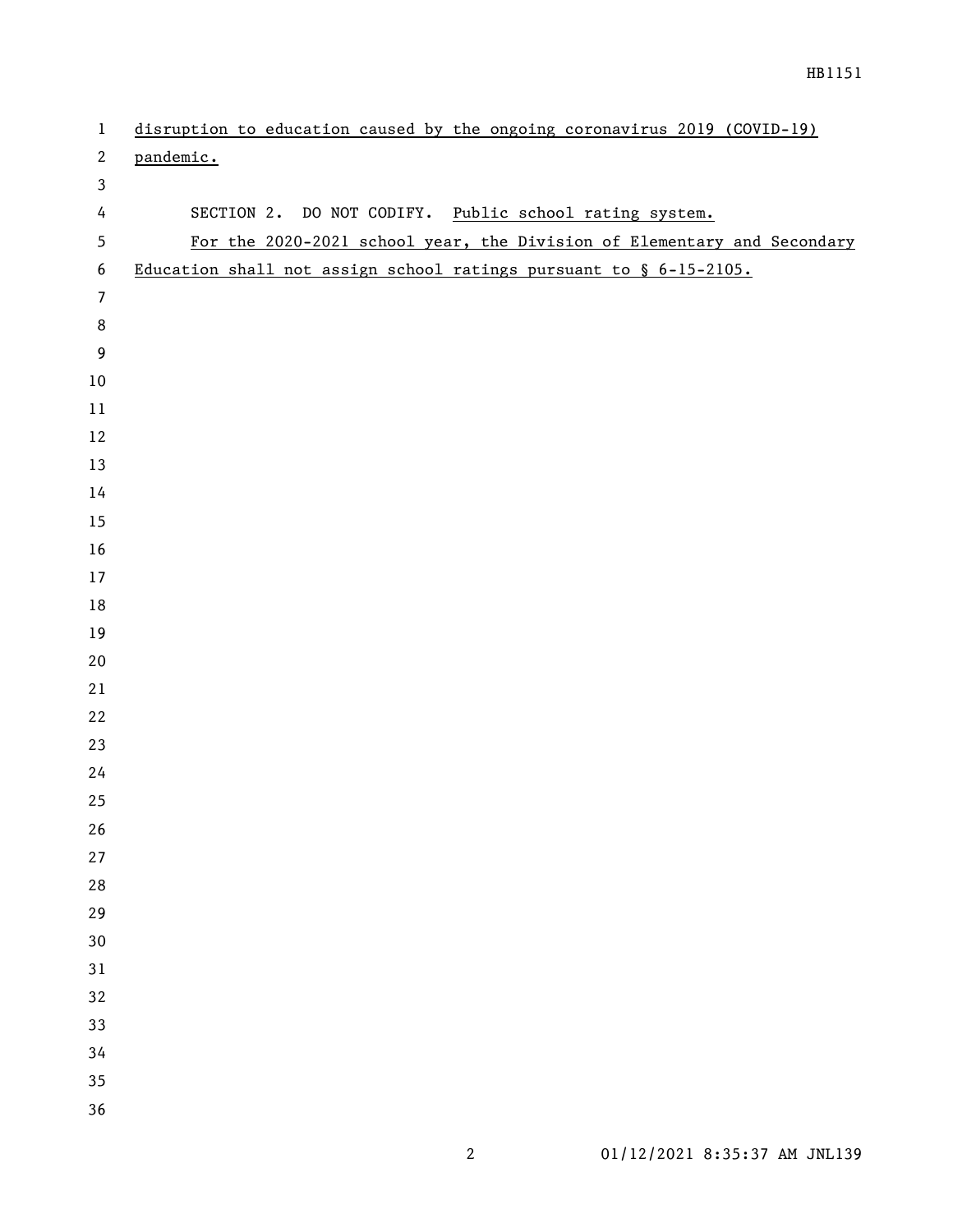disruption to education caused by the ongoing coronavirus 2019 (COVID-19) pandemic.

SECTION 2. DO NOT CODIFY. Public school rating system.

For the 2020-2021 school year, the Division of Elementary and Secondary Education shall not assign school ratings pursuant to § 6-15-2105.